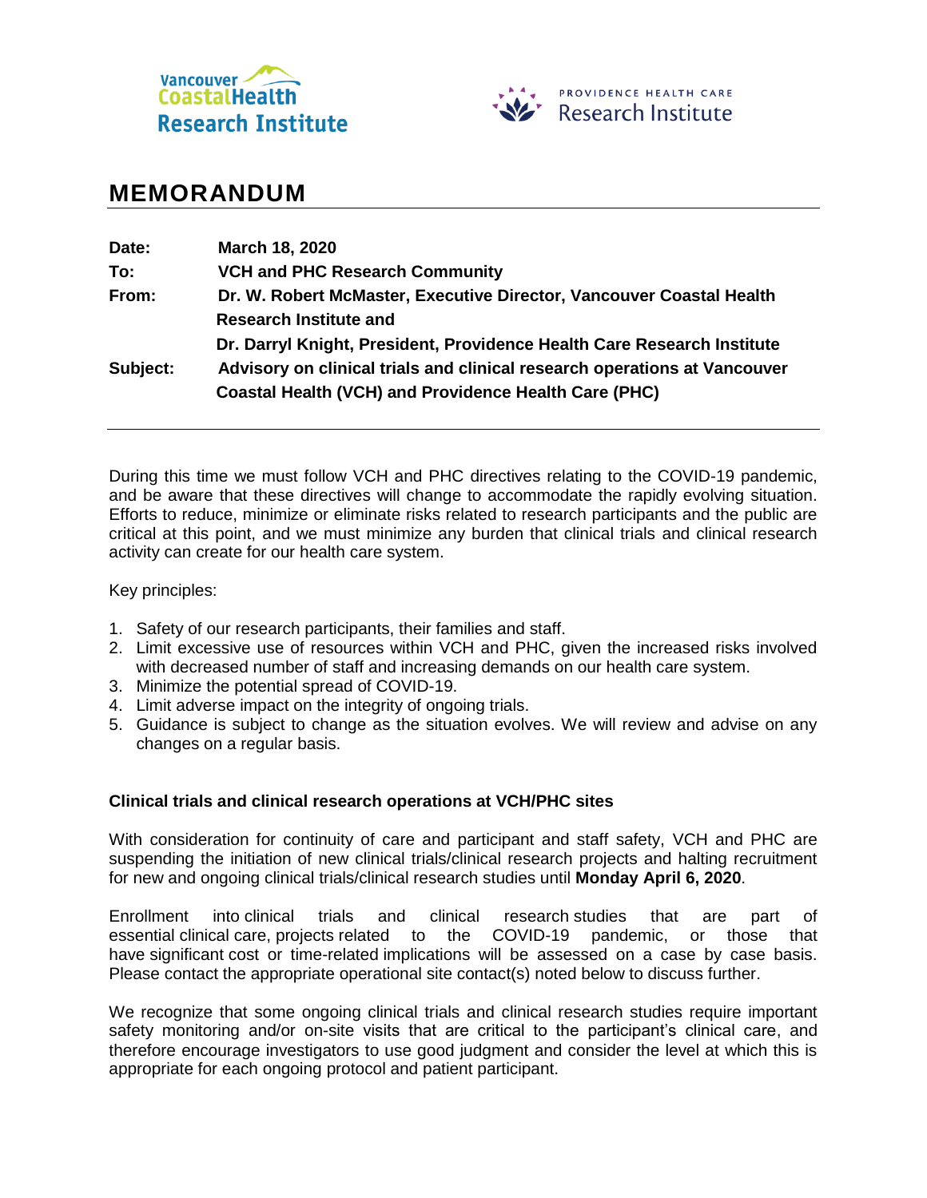Vancouver Coastal Health Research Institute

PROVIDENCE HEALTH CARE Research Institute

# MEMORANDUM

**Date:** March 18, 2020

**To:** VCH and PHC Research Community

**From:** Dr. W. Robert McMaster, Executive Director, Vancouver Coastal Health Research Institute and
Dr. Darryl Knight, President, Providence Health Care Research Institute

**Subject:** Advisory on clinical trials and clinical research operations at Vancouver Coastal Health (VCH) and Providence Health Care (PHC)

---

During this time we must follow VCH and PHC directives relating to the COVID-19 pandemic, and be aware that these directives will change to accommodate the rapidly evolving situation. Efforts to reduce, minimize or eliminate risks related to research participants and the public are critical at this point, and we must minimize any burden that clinical trials and clinical research activity can create for our health care system.

Key principles:

1. Safety of our research participants, their families and staff.
2. Limit excessive use of resources within VCH and PHC, given the increased risks involved with decreased number of staff and increasing demands on our health care system.
3. Minimize the potential spread of COVID-19.
4. Limit adverse impact on the integrity of ongoing trials.
5. Guidance is subject to change as the situation evolves. We will review and advise on any changes on a regular basis.

**Clinical trials and clinical research operations at VCH/PHC sites**

With consideration for continuity of care and participant and staff safety, VCH and PHC are suspending the initiation of new clinical trials/clinical research projects and halting recruitment for new and ongoing clinical trials/clinical research studies until **Monday April 6, 2020**.

Enrollment into clinical trials and clinical research studies that are part of essential clinical care, projects related to the COVID-19 pandemic, or those that have significant cost or time-related implications will be assessed on a case by case basis. Please contact the appropriate operational site contact(s) noted below to discuss further.

We recognize that some ongoing clinical trials and clinical research studies require important safety monitoring and/or on-site visits that are critical to the participant's clinical care, and therefore encourage investigators to use good judgment and consider the level at which this is appropriate for each ongoing protocol and patient participant.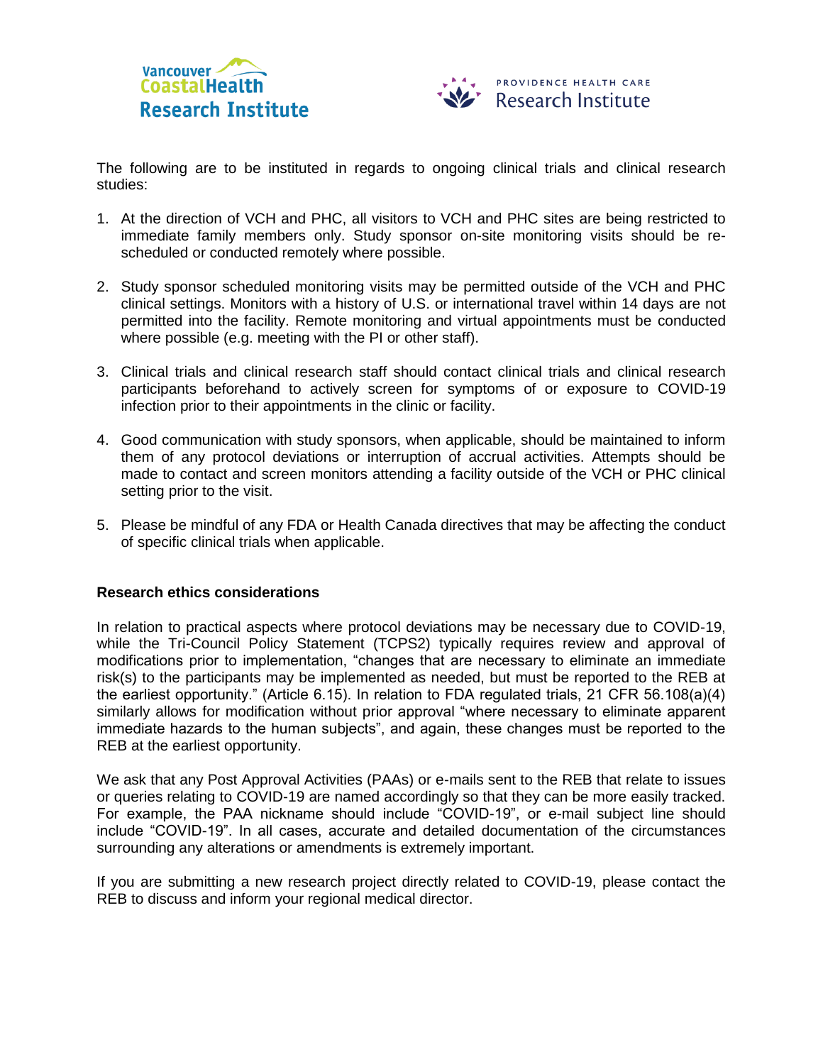The following are to be instituted in regards to ongoing clinical trials and clinical research studies:

1. At the direction of VCH and PHC, all visitors to VCH and PHC sites are being restricted to immediate family members only. Study sponsor on-site monitoring visits should be re-scheduled or conducted remotely where possible.

2. Study sponsor scheduled monitoring visits may be permitted outside of the VCH and PHC clinical settings. Monitors with a history of U.S. or international travel within 14 days are not permitted into the facility. Remote monitoring and virtual appointments must be conducted where possible (e.g. meeting with the PI or other staff).

3. Clinical trials and clinical research staff should contact clinical trials and clinical research participants beforehand to actively screen for symptoms of or exposure to COVID-19 infection prior to their appointments in the clinic or facility.

4. Good communication with study sponsors, when applicable, should be maintained to inform them of any protocol deviations or interruption of accrual activities. Attempts should be made to contact and screen monitors attending a facility outside of the VCH or PHC clinical setting prior to the visit.

5. Please be mindful of any FDA or Health Canada directives that may be affecting the conduct of specific clinical trials when applicable.

**Research ethics considerations**

In relation to practical aspects where protocol deviations may be necessary due to COVID-19, while the Tri-Council Policy Statement (TCPS2) typically requires review and approval of modifications prior to implementation, "changes that are necessary to eliminate an immediate risk(s) to the participants may be implemented as needed, but must be reported to the REB at the earliest opportunity." (Article 6.15). In relation to FDA regulated trials, 21 CFR 56.108(a)(4) similarly allows for modification without prior approval "where necessary to eliminate apparent immediate hazards to the human subjects", and again, these changes must be reported to the REB at the earliest opportunity.

We ask that any Post Approval Activities (PAAs) or e-mails sent to the REB that relate to issues or queries relating to COVID-19 are named accordingly so that they can be more easily tracked. For example, the PAA nickname should include "COVID-19", or e-mail subject line should include "COVID-19". In all cases, accurate and detailed documentation of the circumstances surrounding any alterations or amendments is extremely important.

If you are submitting a new research project directly related to COVID-19, please contact the REB to discuss and inform your regional medical director.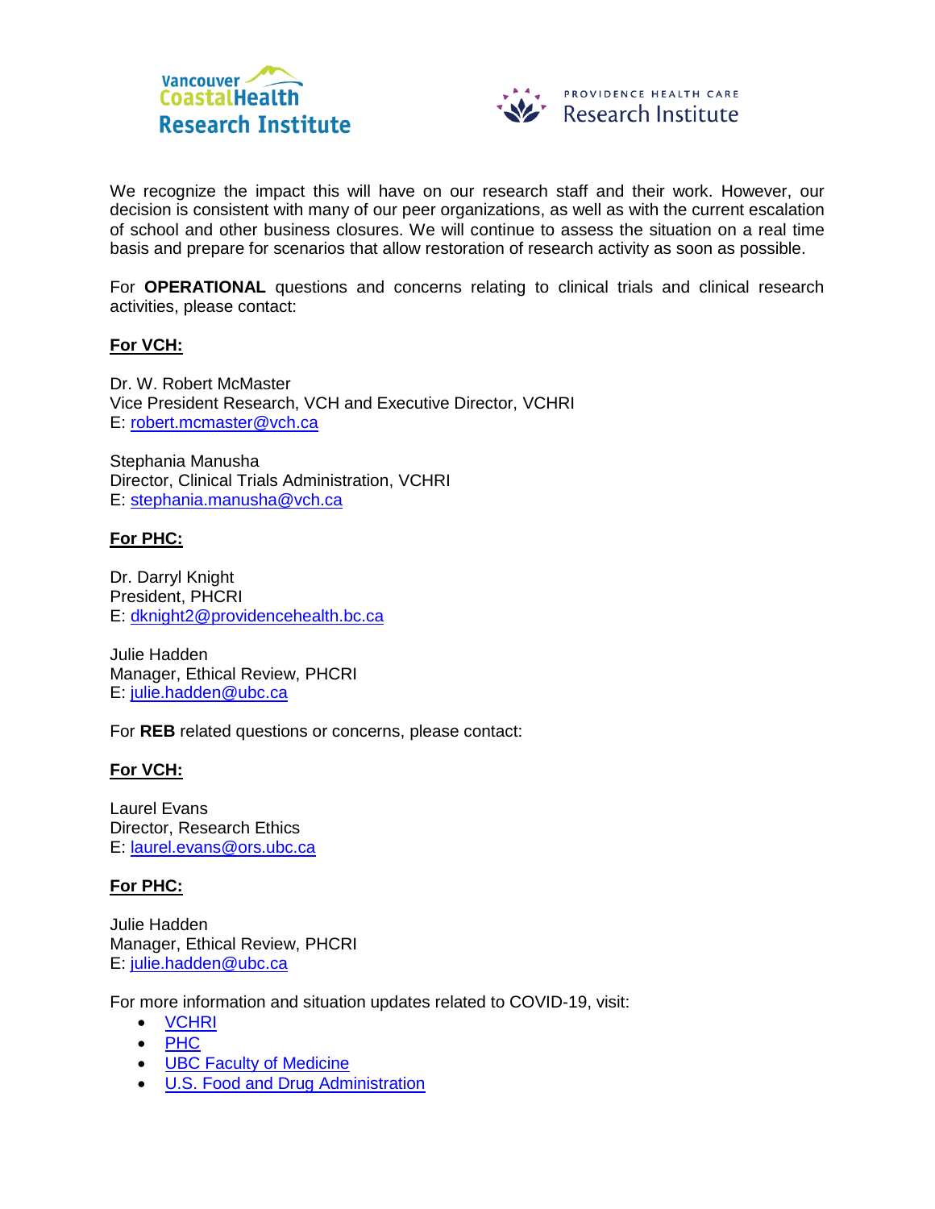We recognize the impact this will have on our research staff and their work. However, our decision is consistent with many of our peer organizations, as well as with the current escalation of school and other business closures. We will continue to assess the situation on a real time basis and prepare for scenarios that allow restoration of research activity as soon as possible.

For **OPERATIONAL** questions and concerns relating to clinical trials and clinical research activities, please contact:

**For VCH:**

Dr. W. Robert McMaster
Vice President Research, VCH and Executive Director, VCHRI
E: robert.mcmaster@vch.ca

Stephania Manusha
Director, Clinical Trials Administration, VCHRI
E: stephania.manusha@vch.ca

**For PHC:**

Dr. Darryl Knight
President, PHCRI
E: dknight2@providencehealth.bc.ca

Julie Hadden
Manager, Ethical Review, PHCRI
E: julie.hadden@ubc.ca

For **REB** related questions or concerns, please contact:

**For VCH:**

Laurel Evans
Director, Research Ethics
E: laurel.evans@ors.ubc.ca

**For PHC:**

Julie Hadden
Manager, Ethical Review, PHCRI
E: julie.hadden@ubc.ca

For more information and situation updates related to COVID-19, visit:

- VCHRI
- PHC
- UBC Faculty of Medicine
- U.S. Food and Drug Administration